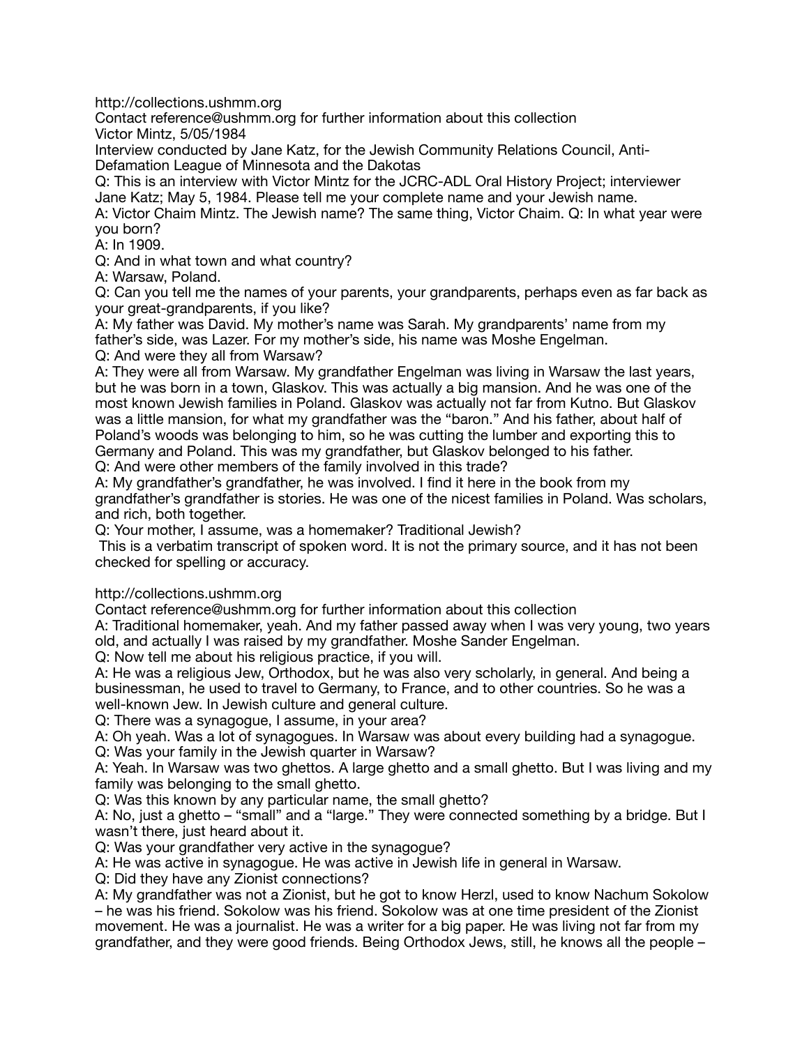Victor Mintz, 5/05/1984

Interview conducted by Jane Katz, for the Jewish Community Relations Council, Anti-Defamation League of Minnesota and the Dakotas

Q: This is an interview with Victor Mintz for the JCRC-ADL Oral History Project; interviewer Jane Katz; May 5, 1984. Please tell me your complete name and your Jewish name.

A: Victor Chaim Mintz. The Jewish name? The same thing, Victor Chaim. Q: In what year were you born?

A: In 1909.

Q: And in what town and what country?

A: Warsaw, Poland.

Q: Can you tell me the names of your parents, your grandparents, perhaps even as far back as your great-grandparents, if you like?

A: My father was David. My mother's name was Sarah. My grandparents' name from my father's side, was Lazer. For my mother's side, his name was Moshe Engelman.

Q: And were they all from Warsaw?

A: They were all from Warsaw. My grandfather Engelman was living in Warsaw the last years, but he was born in a town, Glaskov. This was actually a big mansion. And he was one of the most known Jewish families in Poland. Glaskov was actually not far from Kutno. But Glaskov was a little mansion, for what my grandfather was the "baron." And his father, about half of Poland's woods was belonging to him, so he was cutting the lumber and exporting this to Germany and Poland. This was my grandfather, but Glaskov belonged to his father.

Q: And were other members of the family involved in this trade?

A: My grandfather's grandfather, he was involved. I find it here in the book from my grandfather's grandfather is stories. He was one of the nicest families in Poland. Was scholars, and rich, both together.

Q: Your mother, I assume, was a homemaker? Traditional Jewish?

A: Traditional homemaker, yeah. And my father passed away when I was very young, two years old, and actually I was raised by my grandfather. Moshe Sander Engelman.

Q: Now tell me about his religious practice, if you will.

A: He was a religious Jew, Orthodox, but he was also very scholarly, in general. And being a businessman, he used to travel to Germany, to France, and to other countries. So he was a well-known Jew. In Jewish culture and general culture.

Q: There was a synagogue, I assume, in your area?

A: Oh yeah. Was a lot of synagogues. In Warsaw was about every building had a synagogue.

Q: Was your family in the Jewish quarter in Warsaw?

A: Yeah. In Warsaw was two ghettos. A large ghetto and a small ghetto. But I was living and my family was belonging to the small ghetto.

Q: Was this known by any particular name, the small ghetto?

A: No, just a ghetto – "small" and a "large." They were connected something by a bridge. But I wasn't there, just heard about it.

Q: Was your grandfather very active in the synagogue?

A: He was active in synagogue. He was active in Jewish life in general in Warsaw.

Q: Did they have any Zionist connections?

A: My grandfather was not a Zionist, but he got to know Herzl, used to know Nachum Sokolow – he was his friend. Sokolow was his friend. Sokolow was at one time president of the Zionist movement. He was a journalist. He was a writer for a big paper. He was living not far from my grandfather, and they were good friends. Being Orthodox Jews, still, he knows all the people –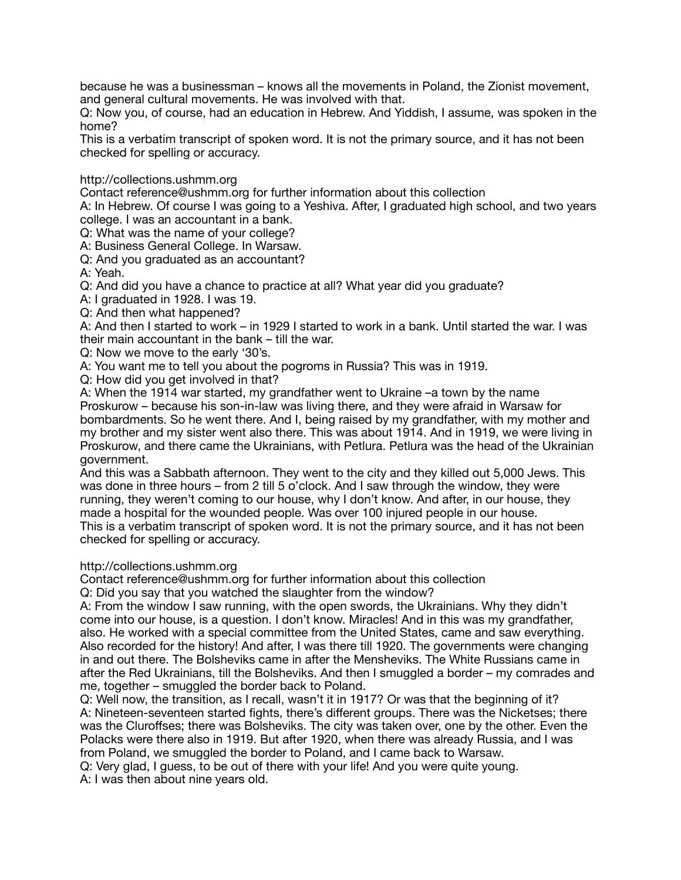because he was a businessman – knows all the movements in Poland, the Zionist movement, and general cultural movements. He was involved with that.

Q: Now you, of course, had an education in Hebrew. And Yiddish, I assume, was spoken in the home?

A: In Hebrew. Of course I was going to a Yeshiva. After, I graduated high school, and two years college. I was an accountant in a bank.

Q: What was the name of your college?

A: Business General College. In Warsaw.

Q: And you graduated as an accountant?

A: Yeah.

Q: And did you have a chance to practice at all? What year did you graduate?

A: I graduated in 1928. I was 19.

Q: And then what happened?

A: And then I started to work – in 1929 I started to work in a bank. Until started the war. I was their main accountant in the bank – till the war.

Q: Now we move to the early '30's.

A: You want me to tell you about the pogroms in Russia? This was in 1919.

Q: How did you get involved in that?

A: When the 1914 war started, my grandfather went to Ukraine –a town by the name Proskurow – because his son-in-law was living there, and they were afraid in Warsaw for bombardments. So he went there. And I, being raised by my grandfather, with my mother and my brother and my sister went also there. This was about 1914. And in 1919, we were living in Proskurow, and there came the Ukrainians, with Petlura. Petlura was the head of the Ukrainian government.

And this was a Sabbath afternoon. They went to the city and they killed out 5,000 Jews. This was done in three hours – from 2 till 5 o'clock. And I saw through the window, they were running, they weren't coming to our house, why I don't know. And after, in our house, they made a hospital for the wounded people. Was over 100 injured people in our house.

Q: Did you say that you watched the slaughter from the window?

A: From the window I saw running, with the open swords, the Ukrainians. Why they didn't come into our house, is a question. I don't know. Miracles! And in this was my grandfather, also. He worked with a special committee from the United States, came and saw everything. Also recorded for the history! And after, I was there till 1920. The governments were changing in and out there. The Bolsheviks came in after the Mensheviks. The White Russians came in after the Red Ukrainians, till the Bolsheviks. And then I smuggled a border – my comrades and me, together – smuggled the border back to Poland.

Q: Well now, the transition, as I recall, wasn't it in 1917? Or was that the beginning of it?

A: Nineteen-seventeen started fights, there's different groups. There was the Nicketses; there was the Cluroffses; there was Bolsheviks. The city was taken over, one by the other. Even the Polacks were there also in 1919. But after 1920, when there was already Russia, and I was from Poland, we smuggled the border to Poland, and I came back to Warsaw.

Q: Very glad, I guess, to be out of there with your life! And you were quite young.

A: I was then about nine years old.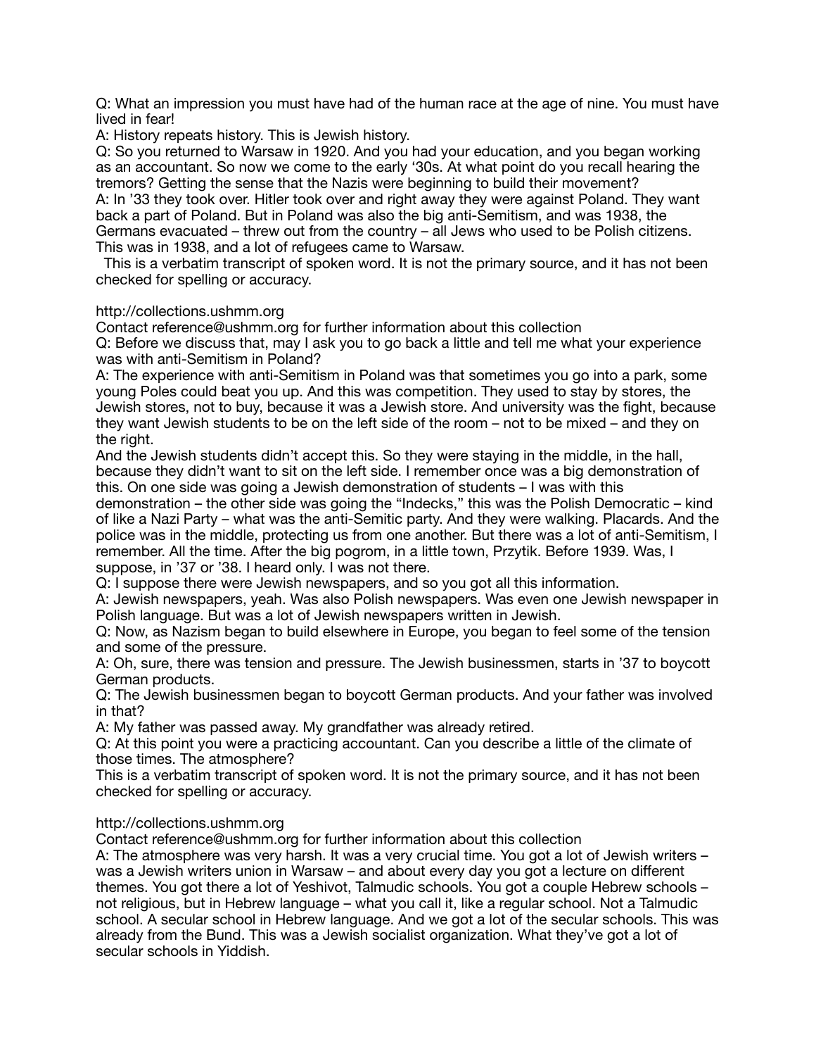Q: What an impression you must have had of the human race at the age of nine. You must have lived in fear!

A: History repeats history. This is Jewish history.

Q: So you returned to Warsaw in 1920. And you had your education, and you began working as an accountant. So now we come to the early '30s. At what point do you recall hearing the tremors? Getting the sense that the Nazis were beginning to build their movement?

A: In '33 they took over. Hitler took over and right away they were against Poland. They want back a part of Poland. But in Poland was also the big anti-Semitism, and was 1938, the Germans evacuated – threw out from the country – all Jews who used to be Polish citizens. This was in 1938, and a lot of refugees came to Warsaw.

Q: Before we discuss that, may I ask you to go back a little and tell me what your experience was with anti-Semitism in Poland?

A: The experience with anti-Semitism in Poland was that sometimes you go into a park, some young Poles could beat you up. And this was competition. They used to stay by stores, the Jewish stores, not to buy, because it was a Jewish store. And university was the fight, because they want Jewish students to be on the left side of the room – not to be mixed – and they on the right.

And the Jewish students didn't accept this. So they were staying in the middle, in the hall, because they didn't want to sit on the left side. I remember once was a big demonstration of this. On one side was going a Jewish demonstration of students – I was with this demonstration – the other side was going the "Indecks," this was the Polish Democratic – kind of like a Nazi Party – what was the anti-Semitic party. And they were walking. Placards. And the police was in the middle, protecting us from one another. But there was a lot of anti-Semitism, I remember. All the time. After the big pogrom, in a little town, Przytik. Before 1939. Was, I suppose, in '37 or '38. I heard only. I was not there.

Q: I suppose there were Jewish newspapers, and so you got all this information.

A: Jewish newspapers, yeah. Was also Polish newspapers. Was even one Jewish newspaper in Polish language. But was a lot of Jewish newspapers written in Jewish.

Q: Now, as Nazism began to build elsewhere in Europe, you began to feel some of the tension and some of the pressure.

A: Oh, sure, there was tension and pressure. The Jewish businessmen, starts in '37 to boycott German products.

Q: The Jewish businessmen began to boycott German products. And your father was involved in that?

A: My father was passed away. My grandfather was already retired.

Q: At this point you were a practicing accountant. Can you describe a little of the climate of those times. The atmosphere?

A: The atmosphere was very harsh. It was a very crucial time. You got a lot of Jewish writers – was a Jewish writers union in Warsaw – and about every day you got a lecture on different themes. You got there a lot of Yeshivot, Talmudic schools. You got a couple Hebrew schools – not religious, but in Hebrew language – what you call it, like a regular school. Not a Talmudic school. A secular school in Hebrew language. And we got a lot of the secular schools. This was already from the Bund. This was a Jewish socialist organization. What they've got a lot of secular schools in Yiddish.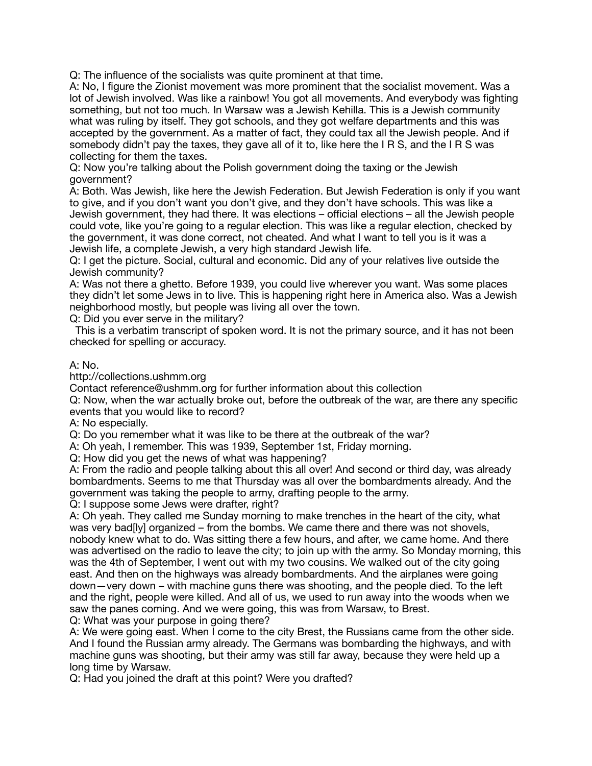Q: The influence of the socialists was quite prominent at that time.
A: No, I figure the Zionist movement was more prominent that the socialist movement. Was a lot of Jewish involved. Was like a rainbow! You got all movements. And everybody was fighting something, but not too much. In Warsaw was a Jewish Kehilla. This is a Jewish community what was ruling by itself. They got schools, and they got welfare departments and this was accepted by the government. As a matter of fact, they could tax all the Jewish people. And if somebody didn't pay the taxes, they gave all of it to, like here the I R S, and the I R S was collecting for them the taxes.
Q: Now you're talking about the Polish government doing the taxing or the Jewish government?
A: Both. Was Jewish, like here the Jewish Federation. But Jewish Federation is only if you want to give, and if you don't want you don't give, and they don't have schools. This was like a Jewish government, they had there. It was elections – official elections – all the Jewish people could vote, like you're going to a regular election. This was like a regular election, checked by the government, it was done correct, not cheated. And what I want to tell you is it was a Jewish life, a complete Jewish, a very high standard Jewish life.
Q: I get the picture. Social, cultural and economic. Did any of your relatives live outside the Jewish community?
A: Was not there a ghetto. Before 1939, you could live wherever you want. Was some places they didn't let some Jews in to live. This is happening right here in America also. Was a Jewish neighborhood mostly, but people was living all over the town.
Q: Did you ever serve in the military?

This is a verbatim transcript of spoken word. It is not the primary source, and it has not been checked for spelling or accuracy.

A: No.
http://collections.ushmm.org
Contact reference@ushmm.org for further information about this collection
Q: Now, when the war actually broke out, before the outbreak of the war, are there any specific events that you would like to record?
A: No especially.
Q: Do you remember what it was like to be there at the outbreak of the war?
A: Oh yeah, I remember. This was 1939, September 1st, Friday morning.
Q: How did you get the news of what was happening?
A: From the radio and people talking about this all over! And second or third day, was already bombardments. Seems to me that Thursday was all over the bombardments already. And the government was taking the people to army, drafting people to the army.
Q: I suppose some Jews were drafter, right?
A: Oh yeah. They called me Sunday morning to make trenches in the heart of the city, what was very bad[ly] organized – from the bombs. We came there and there was not shovels, nobody knew what to do. Was sitting there a few hours, and after, we came home. And there was advertised on the radio to leave the city; to join up with the army. So Monday morning, this was the 4th of September, I went out with my two cousins. We walked out of the city going east. And then on the highways was already bombardments. And the airplanes were going down—very down – with machine guns there was shooting, and the people died. To the left and the right, people were killed. And all of us, we used to run away into the woods when we saw the panes coming. And we were going, this was from Warsaw, to Brest.
Q: What was your purpose in going there?
A: We were going east. When I come to the city Brest, the Russians came from the other side. And I found the Russian army already. The Germans was bombarding the highways, and with machine guns was shooting, but their army was still far away, because they were held up a long time by Warsaw.
Q: Had you joined the draft at this point? Were you drafted?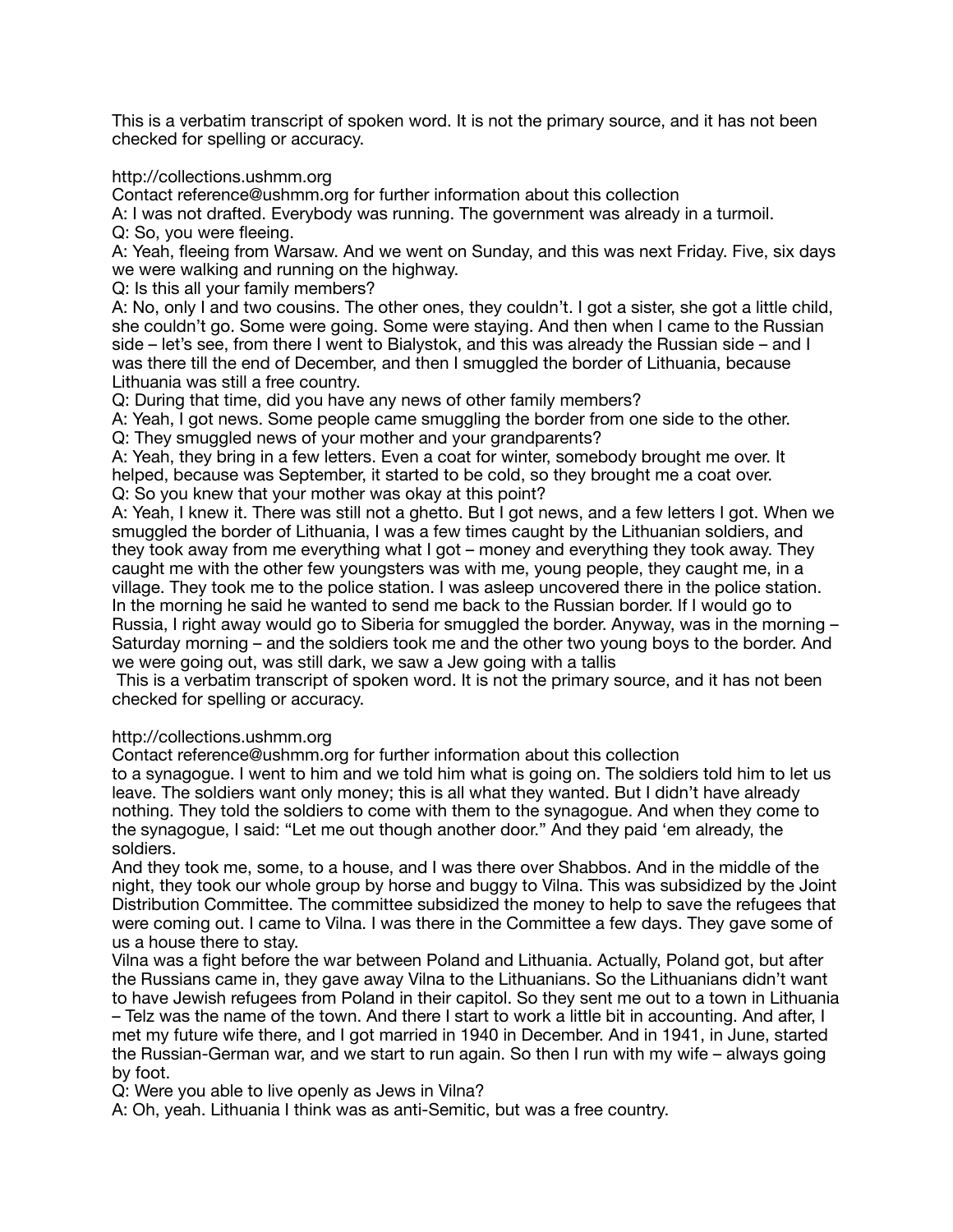A: I was not drafted. Everybody was running. The government was already in a turmoil.
Q: So, you were fleeing.
A: Yeah, fleeing from Warsaw. And we went on Sunday, and this was next Friday. Five, six days we were walking and running on the highway.
Q: Is this all your family members?
A: No, only I and two cousins. The other ones, they couldn't. I got a sister, she got a little child, she couldn't go. Some were going. Some were staying. And then when I came to the Russian side – let's see, from there I went to Bialystok, and this was already the Russian side – and I was there till the end of December, and then I smuggled the border of Lithuania, because Lithuania was still a free country.
Q: During that time, did you have any news of other family members?
A: Yeah, I got news. Some people came smuggling the border from one side to the other.
Q: They smuggled news of your mother and your grandparents?
A: Yeah, they bring in a few letters. Even a coat for winter, somebody brought me over. It helped, because was September, it started to be cold, so they brought me a coat over.
Q: So you knew that your mother was okay at this point?
A: Yeah, I knew it. There was still not a ghetto. But I got news, and a few letters I got. When we smuggled the border of Lithuania, I was a few times caught by the Lithuanian soldiers, and they took away from me everything what I got – money and everything they took away. They caught me with the other few youngsters was with me, young people, they caught me, in a village. They took me to the police station. I was asleep uncovered there in the police station. In the morning he said he wanted to send me back to the Russian border. If I would go to Russia, I right away would go to Siberia for smuggled the border. Anyway, was in the morning – Saturday morning – and the soldiers took me and the other two young boys to the border. And we were going out, was still dark, we saw a Jew going with a tallis to a synagogue. I went to him and we told him what is going on. The soldiers told him to let us leave. The soldiers want only money; this is all what they wanted. But I didn't have already nothing. They told the soldiers to come with them to the synagogue. And when they come to the synagogue, I said: "Let me out though another door." And they paid 'em already, the soldiers.

And they took me, some, to a house, and I was there over Shabbos. And in the middle of the night, they took our whole group by horse and buggy to Vilna. This was subsidized by the Joint Distribution Committee. The committee subsidized the money to help to save the refugees that were coming out. I came to Vilna. I was there in the Committee a few days. They gave some of us a house there to stay.

Vilna was a fight before the war between Poland and Lithuania. Actually, Poland got, but after the Russians came in, they gave away Vilna to the Lithuanians. So the Lithuanians didn't want to have Jewish refugees from Poland in their capitol. So they sent me out to a town in Lithuania – Telz was the name of the town. And there I start to work a little bit in accounting. And after, I met my future wife there, and I got married in 1940 in December. And in 1941, in June, started the Russian-German war, and we start to run again. So then I run with my wife – always going by foot.

Q: Were you able to live openly as Jews in Vilna?
A: Oh, yeah. Lithuania I think was as anti-Semitic, but was a free country.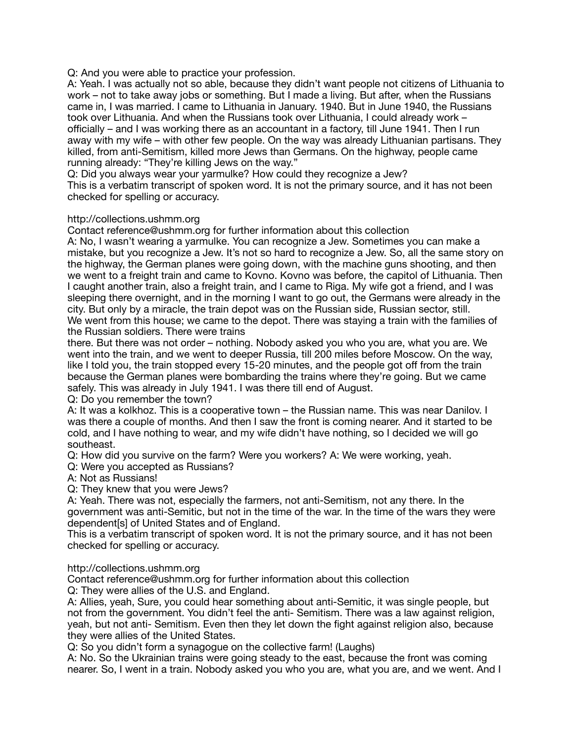Q: And you were able to practice your profession.

A: Yeah. I was actually not so able, because they didn't want people not citizens of Lithuania to work – not to take away jobs or something. But I made a living. But after, when the Russians came in, I was married. I came to Lithuania in January. 1940. But in June 1940, the Russians took over Lithuania. And when the Russians took over Lithuania, I could already work – officially – and I was working there as an accountant in a factory, till June 1941. Then I run away with my wife – with other few people. On the way was already Lithuanian partisans. They killed, from anti-Semitism, killed more Jews than Germans. On the highway, people came running already: "They're killing Jews on the way."

Q: Did you always wear your yarmulke? How could they recognize a Jew?

A: No, I wasn't wearing a yarmulke. You can recognize a Jew. Sometimes you can make a mistake, but you recognize a Jew. It's not so hard to recognize a Jew. So, all the same story on the highway, the German planes were going down, with the machine guns shooting, and then we went to a freight train and came to Kovno. Kovno was before, the capitol of Lithuania. Then I caught another train, also a freight train, and I came to Riga. My wife got a friend, and I was sleeping there overnight, and in the morning I want to go out, the Germans were already in the city. But only by a miracle, the train depot was on the Russian side, Russian sector, still. We went from this house; we came to the depot. There was staying a train with the families of the Russian soldiers. There were trains there. But there was not order – nothing. Nobody asked you who you are, what you are. We went into the train, and we went to deeper Russia, till 200 miles before Moscow. On the way, like I told you, the train stopped every 15-20 minutes, and the people got off from the train because the German planes were bombarding the trains where they're going. But we came safely. This was already in July 1941. I was there till end of August.

Q: Do you remember the town?

A: It was a kolkhoz. This is a cooperative town – the Russian name. This was near Danilov. I was there a couple of months. And then I saw the front is coming nearer. And it started to be cold, and I have nothing to wear, and my wife didn't have nothing, so I decided we will go southeast.

Q: How did you survive on the farm? Were you workers? A: We were working, yeah.

Q: Were you accepted as Russians?

A: Not as Russians!

Q: They knew that you were Jews?

A: Yeah. There was not, especially the farmers, not anti-Semitism, not any there. In the government was anti-Semitic, but not in the time of the war. In the time of the wars they were dependent[s] of United States and of England.

Q: They were allies of the U.S. and England.

A: Allies, yeah, Sure, you could hear something about anti-Semitic, it was single people, but not from the government. You didn't feel the anti- Semitism. There was a law against religion, yeah, but not anti- Semitism. Even then they let down the fight against religion also, because they were allies of the United States.

Q: So you didn't form a synagogue on the collective farm! (Laughs)

A: No. So the Ukrainian trains were going steady to the east, because the front was coming nearer. So, I went in a train. Nobody asked you who you are, what you are, and we went. And I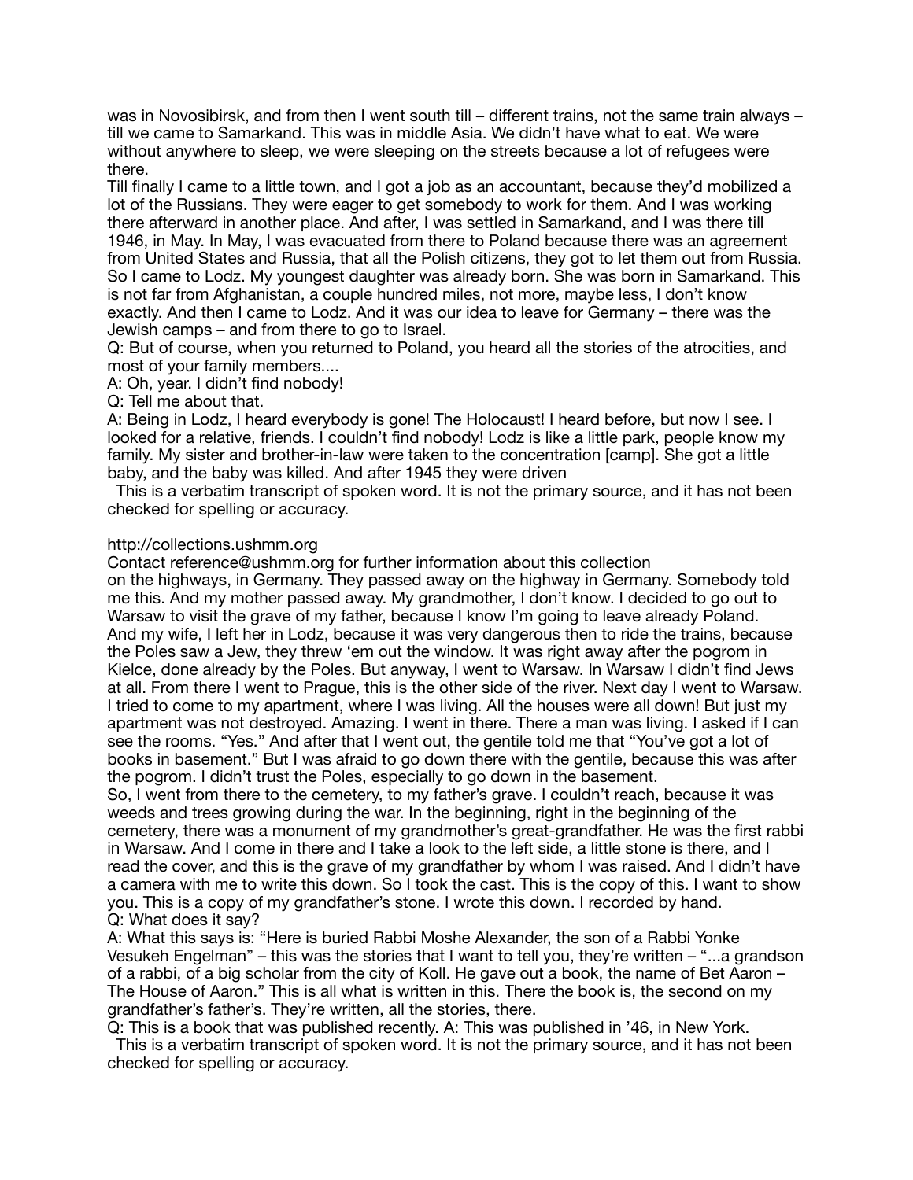was in Novosibirsk, and from then I went south till – different trains, not the same train always – till we came to Samarkand. This was in middle Asia. We didn't have what to eat. We were without anywhere to sleep, we were sleeping on the streets because a lot of refugees were there.

Till finally I came to a little town, and I got a job as an accountant, because they'd mobilized a lot of the Russians. They were eager to get somebody to work for them. And I was working there afterward in another place. And after, I was settled in Samarkand, and I was there till 1946, in May. In May, I was evacuated from there to Poland because there was an agreement from United States and Russia, that all the Polish citizens, they got to let them out from Russia. So I came to Lodz. My youngest daughter was already born. She was born in Samarkand. This is not far from Afghanistan, a couple hundred miles, not more, maybe less, I don't know exactly. And then I came to Lodz. And it was our idea to leave for Germany – there was the Jewish camps – and from there to go to Israel.

Q: But of course, when you returned to Poland, you heard all the stories of the atrocities, and most of your family members....

A: Oh, year. I didn't find nobody!

Q: Tell me about that.

A: Being in Lodz, I heard everybody is gone! The Holocaust! I heard before, but now I see. I looked for a relative, friends. I couldn't find nobody! Lodz is like a little park, people know my family. My sister and brother-in-law were taken to the concentration [camp]. She got a little baby, and the baby was killed. And after 1945 they were driven on the highways, in Germany. They passed away on the highway in Germany. Somebody told me this. And my mother passed away. My grandmother, I don't know. I decided to go out to Warsaw to visit the grave of my father, because I know I'm going to leave already Poland. And my wife, I left her in Lodz, because it was very dangerous then to ride the trains, because the Poles saw a Jew, they threw 'em out the window. It was right away after the pogrom in Kielce, done already by the Poles. But anyway, I went to Warsaw. In Warsaw I didn't find Jews at all. From there I went to Prague, this is the other side of the river. Next day I went to Warsaw. I tried to come to my apartment, where I was living. All the houses were all down! But just my apartment was not destroyed. Amazing. I went in there. There a man was living. I asked if I can see the rooms. "Yes." And after that I went out, the gentile told me that "You've got a lot of books in basement." But I was afraid to go down there with the gentile, because this was after the pogrom. I didn't trust the Poles, especially to go down in the basement.

So, I went from there to the cemetery, to my father's grave. I couldn't reach, because it was weeds and trees growing during the war. In the beginning, right in the beginning of the cemetery, there was a monument of my grandmother's great-grandfather. He was the first rabbi in Warsaw. And I come in there and I take a look to the left side, a little stone is there, and I read the cover, and this is the grave of my grandfather by whom I was raised. And I didn't have a camera with me to write this down. So I took the cast. This is the copy of this. I want to show you. This is a copy of my grandfather's stone. I wrote this down. I recorded by hand.

Q: What does it say?

A: What this says is: "Here is buried Rabbi Moshe Alexander, the son of a Rabbi Yonke Vesukeh Engelman" – this was the stories that I want to tell you, they're written – "...a grandson of a rabbi, of a big scholar from the city of Koll. He gave out a book, the name of Bet Aaron – The House of Aaron." This is all what is written in this. There the book is, the second on my grandfather's father's. They're written, all the stories, there.

Q: This is a book that was published recently. A: This was published in '46, in New York.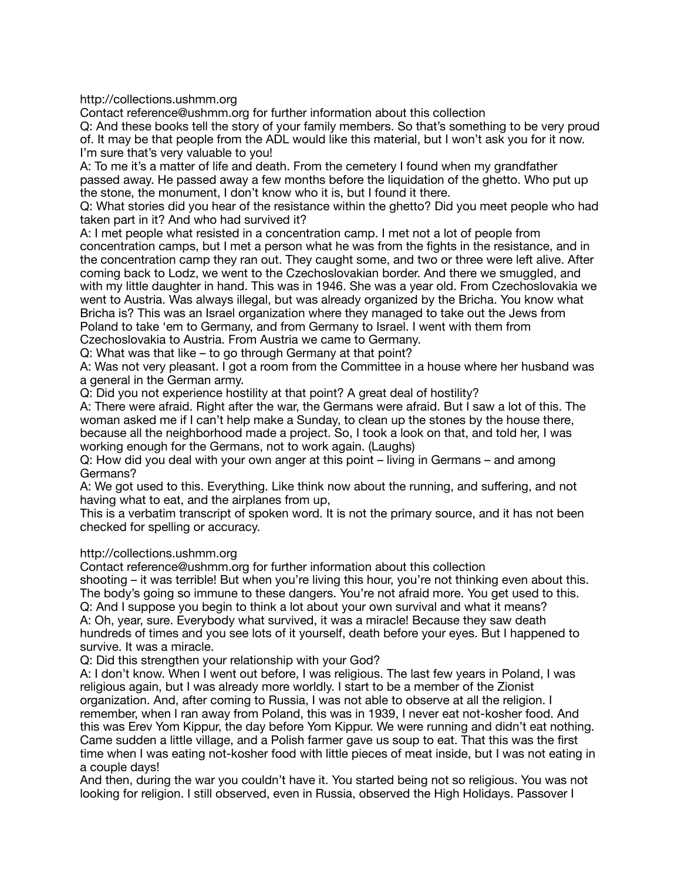Q: And these books tell the story of your family members. So that's something to be very proud of. It may be that people from the ADL would like this material, but I won't ask you for it now. I'm sure that's very valuable to you!

A: To me it's a matter of life and death. From the cemetery I found when my grandfather passed away. He passed away a few months before the liquidation of the ghetto. Who put up the stone, the monument, I don't know who it is, but I found it there.

Q: What stories did you hear of the resistance within the ghetto? Did you meet people who had taken part in it? And who had survived it?

A: I met people what resisted in a concentration camp. I met not a lot of people from concentration camps, but I met a person what he was from the fights in the resistance, and in the concentration camp they ran out. They caught some, and two or three were left alive. After coming back to Lodz, we went to the Czechoslovakian border. And there we smuggled, and with my little daughter in hand. This was in 1946. She was a year old. From Czechoslovakia we went to Austria. Was always illegal, but was already organized by the Bricha. You know what Bricha is? This was an Israel organization where they managed to take out the Jews from Poland to take 'em to Germany, and from Germany to Israel. I went with them from Czechoslovakia to Austria. From Austria we came to Germany.

Q: What was that like – to go through Germany at that point?

A: Was not very pleasant. I got a room from the Committee in a house where her husband was a general in the German army.

Q: Did you not experience hostility at that point? A great deal of hostility?

A: There were afraid. Right after the war, the Germans were afraid. But I saw a lot of this. The woman asked me if I can't help make a Sunday, to clean up the stones by the house there, because all the neighborhood made a project. So, I took a look on that, and told her, I was working enough for the Germans, not to work again. (Laughs)

Q: How did you deal with your own anger at this point – living in Germans – and among Germans?

A: We got used to this. Everything. Like think now about the running, and suffering, and not having what to eat, and the airplanes from up, shooting – it was terrible! But when you're living this hour, you're not thinking even about this. The body's going so immune to these dangers. You're not afraid more. You get used to this.

Q: And I suppose you begin to think a lot about your own survival and what it means?

A: Oh, year, sure. Everybody what survived, it was a miracle! Because they saw death hundreds of times and you see lots of it yourself, death before your eyes. But I happened to survive. It was a miracle.

Q: Did this strengthen your relationship with your God?

A: I don't know. When I went out before, I was religious. The last few years in Poland, I was religious again, but I was already more worldly. I start to be a member of the Zionist organization. And, after coming to Russia, I was not able to observe at all the religion. I remember, when I ran away from Poland, this was in 1939, I never eat not-kosher food. And this was Erev Yom Kippur, the day before Yom Kippur. We were running and didn't eat nothing. Came sudden a little village, and a Polish farmer gave us soup to eat. That this was the first time when I was eating not-kosher food with little pieces of meat inside, but I was not eating in a couple days!

And then, during the war you couldn't have it. You started being not so religious. You was not looking for religion. I still observed, even in Russia, observed the High Holidays. Passover I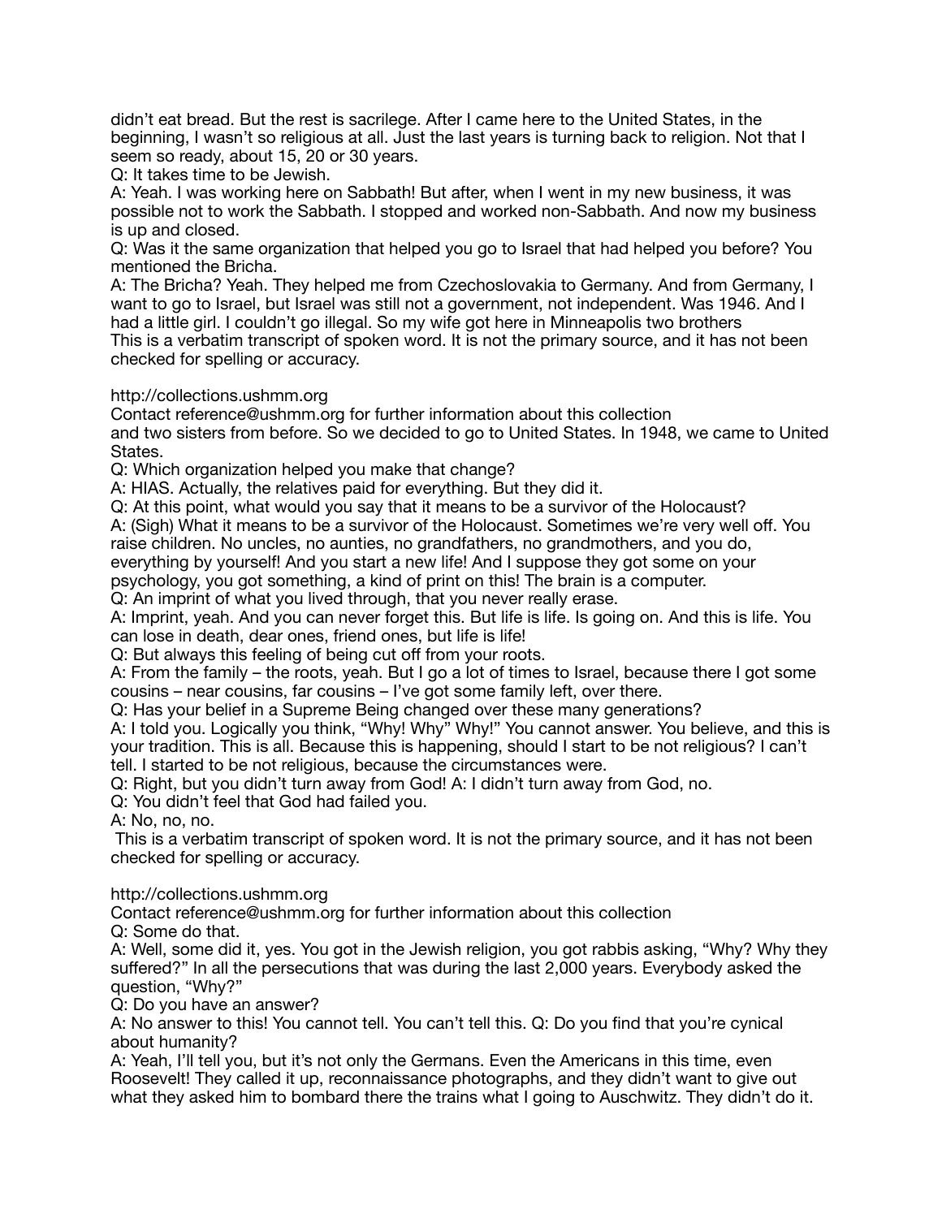didn't eat bread. But the rest is sacrilege. After I came here to the United States, in the beginning, I wasn't so religious at all. Just the last years is turning back to religion. Not that I seem so ready, about 15, 20 or 30 years.

Q: It takes time to be Jewish.

A: Yeah. I was working here on Sabbath! But after, when I went in my new business, it was possible not to work the Sabbath. I stopped and worked non-Sabbath. And now my business is up and closed.

Q: Was it the same organization that helped you go to Israel that had helped you before? You mentioned the Bricha.

A: The Bricha? Yeah. They helped me from Czechoslovakia to Germany. And from Germany, I want to go to Israel, but Israel was still not a government, not independent. Was 1946. And I had a little girl. I couldn't go illegal. So my wife got here in Minneapolis two brothers and two sisters from before. So we decided to go to United States. In 1948, we came to United States.

Q: Which organization helped you make that change?

A: HIAS. Actually, the relatives paid for everything. But they did it.

Q: At this point, what would you say that it means to be a survivor of the Holocaust?

A: (Sigh) What it means to be a survivor of the Holocaust. Sometimes we're very well off. You raise children. No uncles, no aunties, no grandfathers, no grandmothers, and you do, everything by yourself! And you start a new life! And I suppose they got some on your psychology, you got something, a kind of print on this! The brain is a computer.

Q: An imprint of what you lived through, that you never really erase.

A: Imprint, yeah. And you can never forget this. But life is life. Is going on. And this is life. You can lose in death, dear ones, friend ones, but life is life!

Q: But always this feeling of being cut off from your roots.

A: From the family – the roots, yeah. But I go a lot of times to Israel, because there I got some cousins – near cousins, far cousins – I've got some family left, over there.

Q: Has your belief in a Supreme Being changed over these many generations?

A: I told you. Logically you think, "Why! Why" Why!" You cannot answer. You believe, and this is your tradition. This is all. Because this is happening, should I start to be not religious? I can't tell. I started to be not religious, because the circumstances were.

Q: Right, but you didn't turn away from God! A: I didn't turn away from God, no.

Q: You didn't feel that God had failed you.

A: No, no, no.

Q: Some do that.

A: Well, some did it, yes. You got in the Jewish religion, you got rabbis asking, "Why? Why they suffered?" In all the persecutions that was during the last 2,000 years. Everybody asked the question, "Why?"

Q: Do you have an answer?

A: No answer to this! You cannot tell. You can't tell this. Q: Do you find that you're cynical about humanity?

A: Yeah, I'll tell you, but it's not only the Germans. Even the Americans in this time, even Roosevelt! They called it up, reconnaissance photographs, and they didn't want to give out what they asked him to bombard there the trains what I going to Auschwitz. They didn't do it.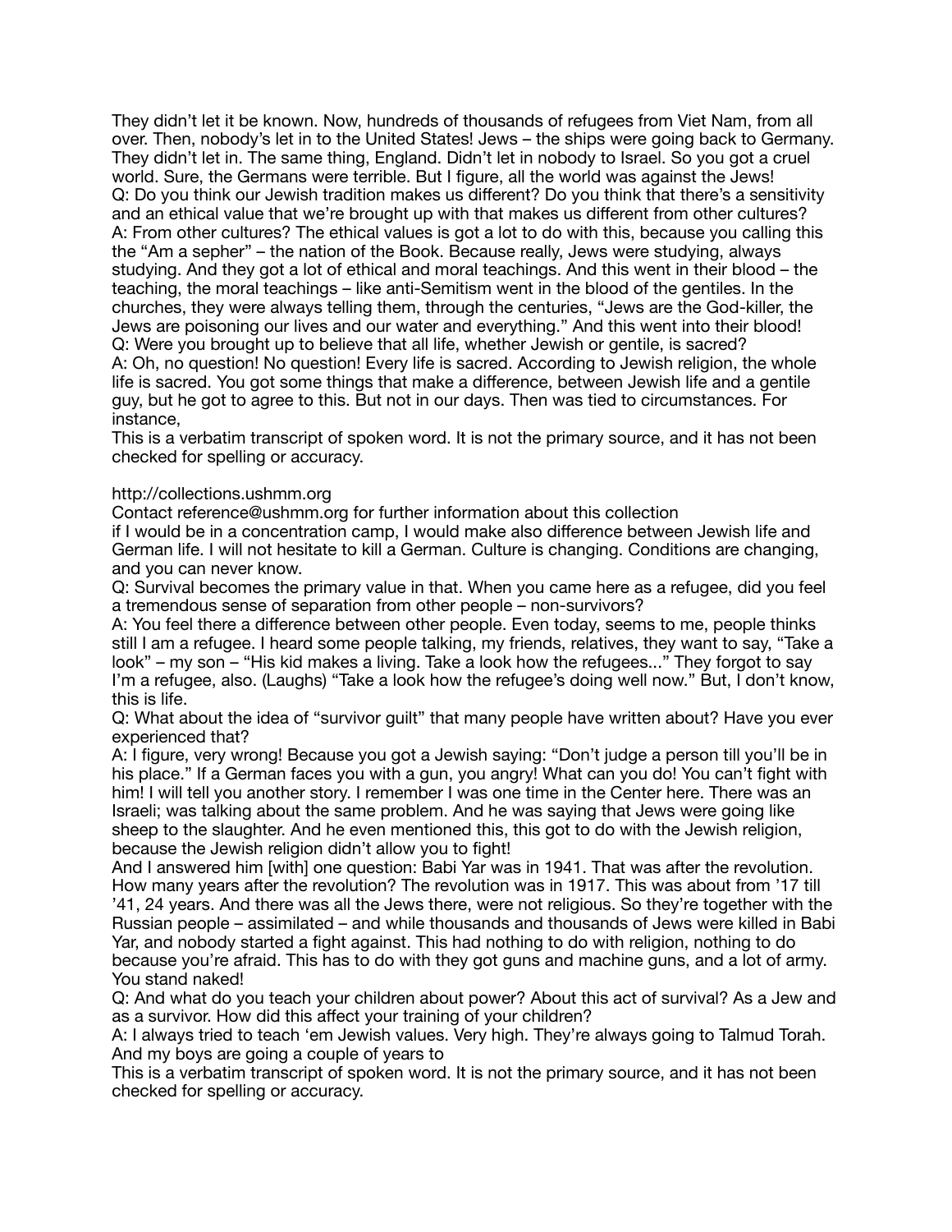They didn't let it be known. Now, hundreds of thousands of refugees from Viet Nam, from all over. Then, nobody's let in to the United States! Jews – the ships were going back to Germany. They didn't let in. The same thing, England. Didn't let in nobody to Israel. So you got a cruel world. Sure, the Germans were terrible. But I figure, all the world was against the Jews!

Q: Do you think our Jewish tradition makes us different? Do you think that there's a sensitivity and an ethical value that we're brought up with that makes us different from other cultures?

A: From other cultures? The ethical values is got a lot to do with this, because you calling this the "Am a sepher" – the nation of the Book. Because really, Jews were studying, always studying. And they got a lot of ethical and moral teachings. And this went in their blood – the teaching, the moral teachings – like anti-Semitism went in the blood of the gentiles. In the churches, they were always telling them, through the centuries, "Jews are the God-killer, the Jews are poisoning our lives and our water and everything." And this went into their blood!

Q: Were you brought up to believe that all life, whether Jewish or gentile, is sacred?

A: Oh, no question! No question! Every life is sacred. According to Jewish religion, the whole life is sacred. You got some things that make a difference, between Jewish life and a gentile guy, but he got to agree to this. But not in our days. Then was tied to circumstances. For instance, if I would be in a concentration camp, I would make also difference between Jewish life and German life. I will not hesitate to kill a German. Culture is changing. Conditions are changing, and you can never know.

Q: Survival becomes the primary value in that. When you came here as a refugee, did you feel a tremendous sense of separation from other people – non-survivors?

A: You feel there a difference between other people. Even today, seems to me, people thinks still I am a refugee. I heard some people talking, my friends, relatives, they want to say, "Take a look" – my son – "His kid makes a living. Take a look how the refugees..." They forgot to say I'm a refugee, also. (Laughs) "Take a look how the refugee's doing well now." But, I don't know, this is life.

Q: What about the idea of "survivor guilt" that many people have written about? Have you ever experienced that?

A: I figure, very wrong! Because you got a Jewish saying: "Don't judge a person till you'll be in his place." If a German faces you with a gun, you angry! What can you do! You can't fight with him! I will tell you another story. I remember I was one time in the Center here. There was an Israeli; was talking about the same problem. And he was saying that Jews were going like sheep to the slaughter. And he even mentioned this, this got to do with the Jewish religion, because the Jewish religion didn't allow you to fight!

And I answered him [with] one question: Babi Yar was in 1941. That was after the revolution. How many years after the revolution? The revolution was in 1917. This was about from '17 till '41, 24 years. And there was all the Jews there, were not religious. So they're together with the Russian people – assimilated – and while thousands and thousands of Jews were killed in Babi Yar, and nobody started a fight against. This had nothing to do with religion, nothing to do because you're afraid. This has to do with they got guns and machine guns, and a lot of army. You stand naked!

Q: And what do you teach your children about power? About this act of survival? As a Jew and as a survivor. How did this affect your training of your children?

A: I always tried to teach 'em Jewish values. Very high. They're always going to Talmud Torah. And my boys are going a couple of years to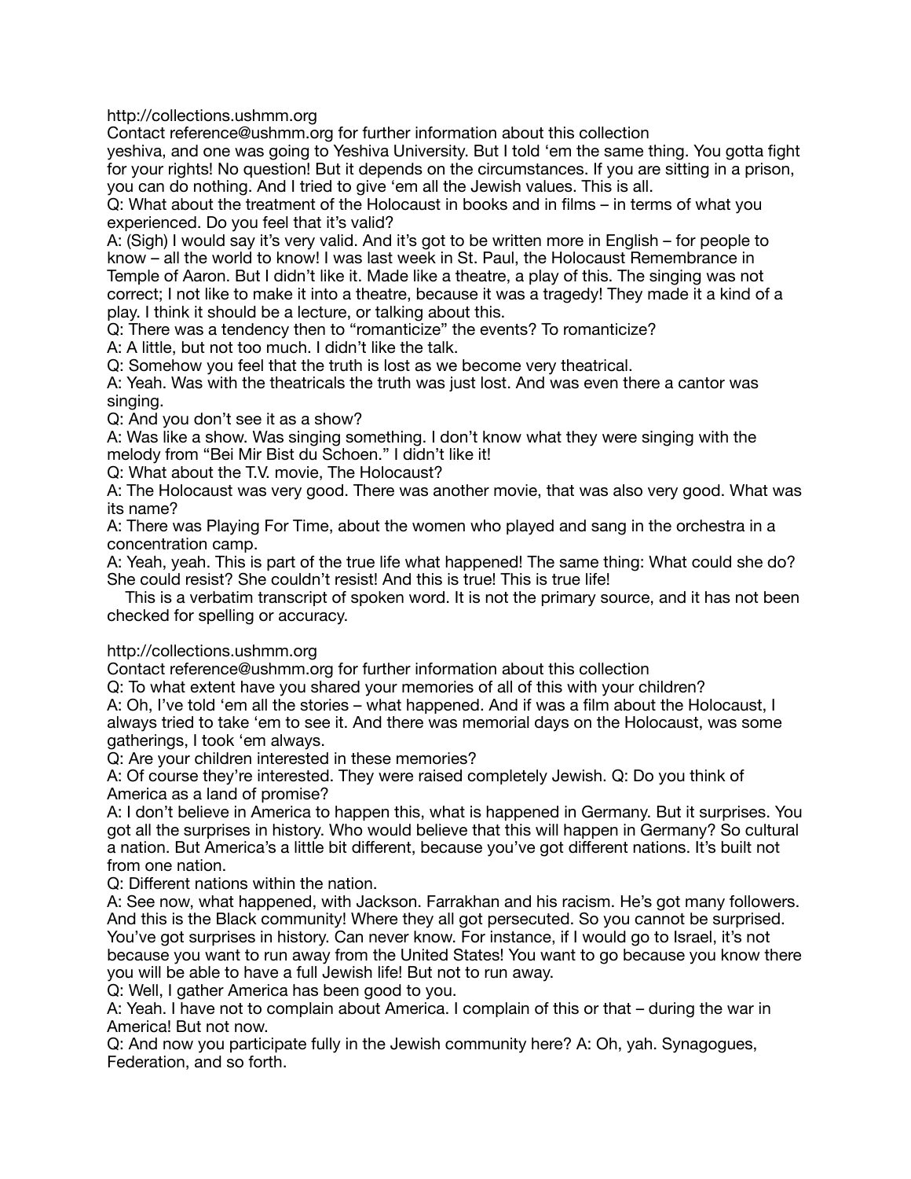yeshiva, and one was going to Yeshiva University. But I told 'em the same thing. You gotta fight for your rights! No question! But it depends on the circumstances. If you are sitting in a prison, you can do nothing. And I tried to give 'em all the Jewish values. This is all.

Q: What about the treatment of the Holocaust in books and in films – in terms of what you experienced. Do you feel that it's valid?

A: (Sigh) I would say it's very valid. And it's got to be written more in English – for people to know – all the world to know! I was last week in St. Paul, the Holocaust Remembrance in Temple of Aaron. But I didn't like it. Made like a theatre, a play of this. The singing was not correct; I not like to make it into a theatre, because it was a tragedy! They made it a kind of a play. I think it should be a lecture, or talking about this.

Q: There was a tendency then to "romanticize" the events? To romanticize?

A: A little, but not too much. I didn't like the talk.

Q: Somehow you feel that the truth is lost as we become very theatrical.

A: Yeah. Was with the theatricals the truth was just lost. And was even there a cantor was singing.

Q: And you don't see it as a show?

A: Was like a show. Was singing something. I don't know what they were singing with the melody from "Bei Mir Bist du Schoen." I didn't like it!

Q: What about the T.V. movie, The Holocaust?

A: The Holocaust was very good. There was another movie, that was also very good. What was its name?

A: There was Playing For Time, about the women who played and sang in the orchestra in a concentration camp.

A: Yeah, yeah. This is part of the true life what happened! The same thing: What could she do? She could resist? She couldn't resist! And this is true! This is true life!

This is a verbatim transcript of spoken word. It is not the primary source, and it has not been checked for spelling or accuracy.

Q: To what extent have you shared your memories of all of this with your children?

A: Oh, I've told 'em all the stories – what happened. And if was a film about the Holocaust, I always tried to take 'em to see it. And there was memorial days on the Holocaust, was some gatherings, I took 'em always.

Q: Are your children interested in these memories?

A: Of course they're interested. They were raised completely Jewish. Q: Do you think of America as a land of promise?

A: I don't believe in America to happen this, what is happened in Germany. But it surprises. You got all the surprises in history. Who would believe that this will happen in Germany? So cultural a nation. But America's a little bit different, because you've got different nations. It's built not from one nation.

Q: Different nations within the nation.

A: See now, what happened, with Jackson. Farrakhan and his racism. He's got many followers. And this is the Black community! Where they all got persecuted. So you cannot be surprised. You've got surprises in history. Can never know. For instance, if I would go to Israel, it's not because you want to run away from the United States! You want to go because you know there you will be able to have a full Jewish life! But not to run away.

Q: Well, I gather America has been good to you.

A: Yeah. I have not to complain about America. I complain of this or that – during the war in America! But not now.

Q: And now you participate fully in the Jewish community here? A: Oh, yah. Synagogues, Federation, and so forth.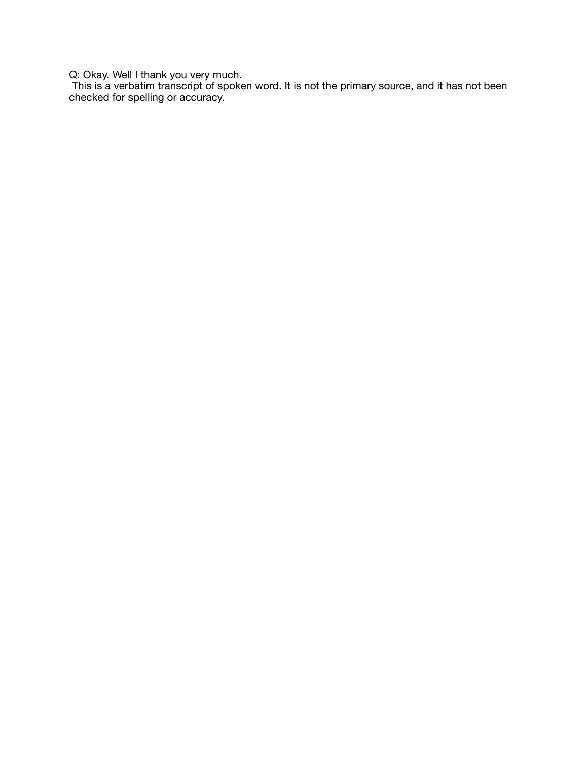Q: Okay. Well I thank you very much.

This is a verbatim transcript of spoken word. It is not the primary source, and it has not been checked for spelling or accuracy.